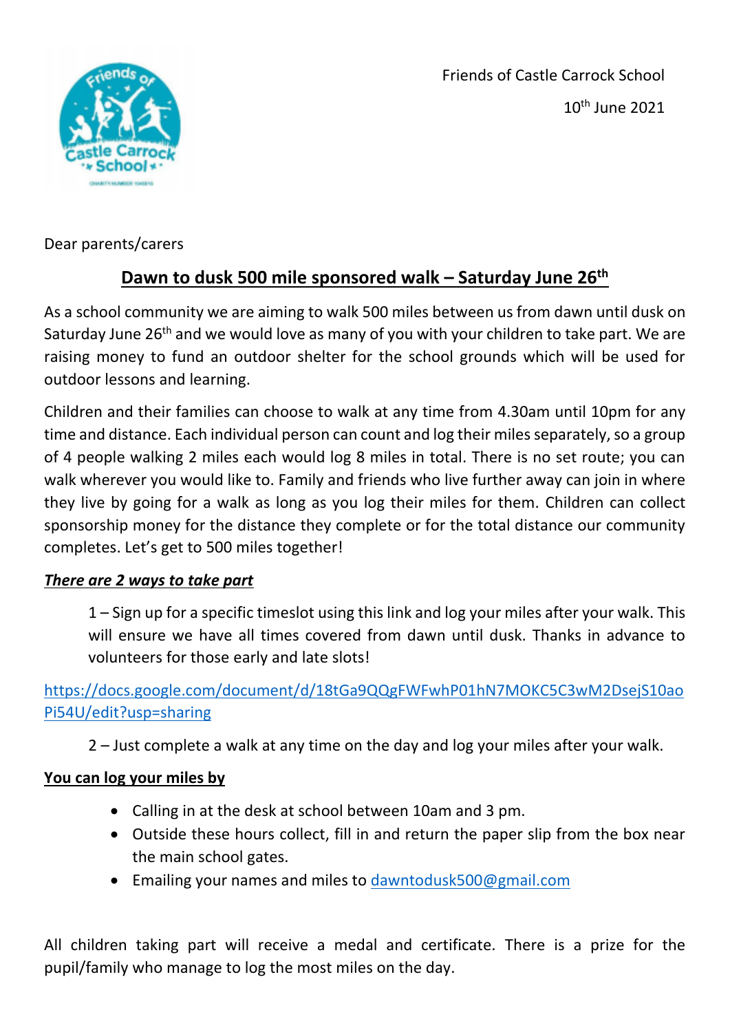Friends of Castle Carrock School

10th June 2021

Dear parents/carers

## Dawn to dusk 500 mile sponsored walk – Saturday June 26th

As a school community we are aiming to walk 500 miles between us from dawn until dusk on Saturday June 26th and we would love as many of you with your children to take part. We are raising money to fund an outdoor shelter for the school grounds which will be used for outdoor lessons and learning.

Children and their families can choose to walk at any time from 4.30am until 10pm for any time and distance. Each individual person can count and log their miles separately, so a group of 4 people walking 2 miles each would log 8 miles in total. There is no set route; you can walk wherever you would like to. Family and friends who live further away can join in where they live by going for a walk as long as you log their miles for them. Children can collect sponsorship money for the distance they complete or for the total distance our community completes. Let's get to 500 miles together!

***There are 2 ways to take part***

1 – Sign up for a specific timeslot using this link and log your miles after your walk. This will ensure we have all times covered from dawn until dusk. Thanks in advance to volunteers for those early and late slots!

https://docs.google.com/document/d/18tGa9QQgFWFwhP01hN7MOKC5C3wM2DsejS10aoPi54U/edit?usp=sharing

2 – Just complete a walk at any time on the day and log your miles after your walk.

**You can log your miles by**

- Calling in at the desk at school between 10am and 3 pm.
- Outside these hours collect, fill in and return the paper slip from the box near the main school gates.
- Emailing your names and miles to dawntodusk500@gmail.com

All children taking part will receive a medal and certificate. There is a prize for the pupil/family who manage to log the most miles on the day.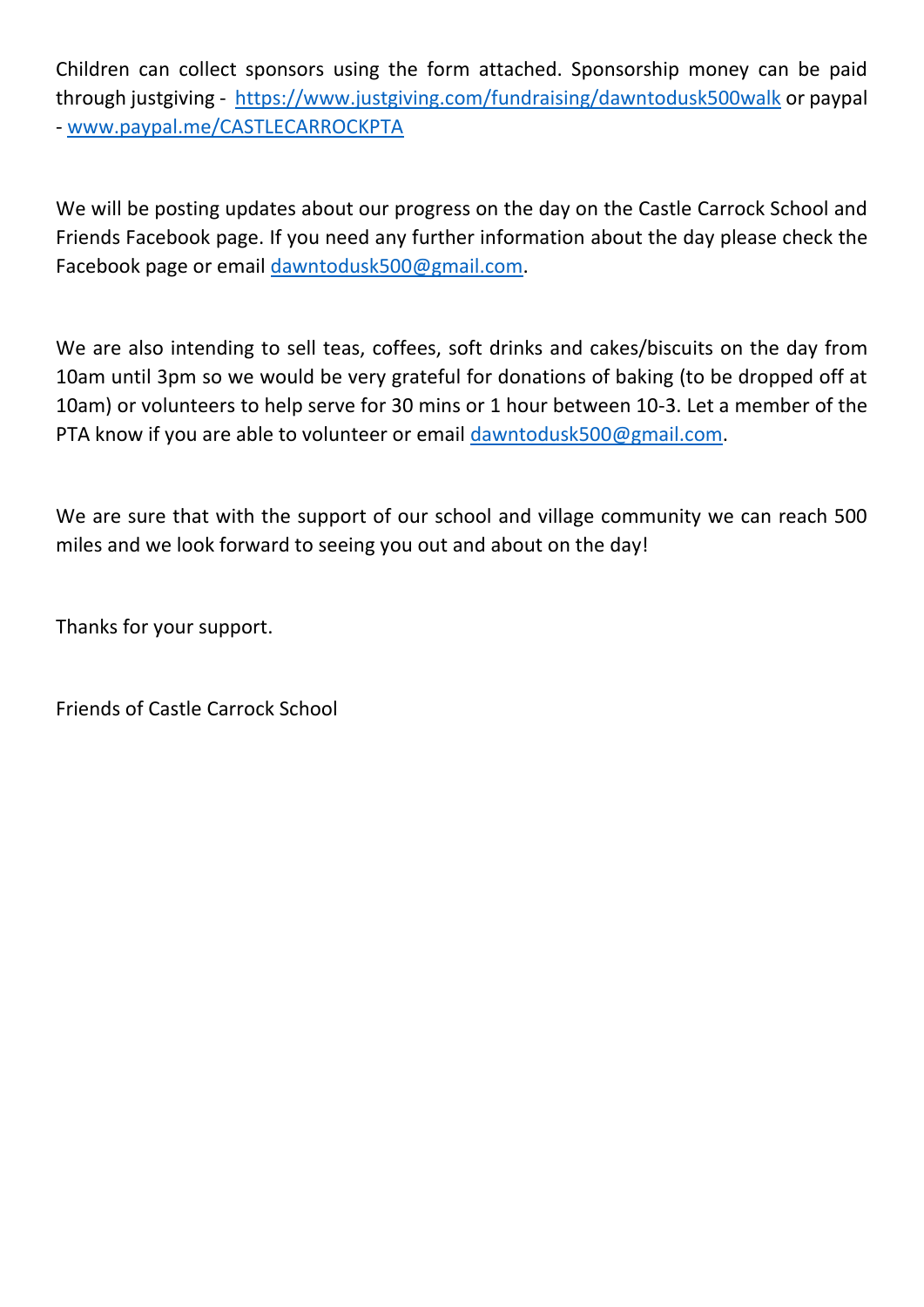Children can collect sponsors using the form attached. Sponsorship money can be paid through justgiving - https://www.justgiving.com/fundraising/dawntodusk500walk or paypal - www.paypal.me/CASTLECARROCKPTA

We will be posting updates about our progress on the day on the Castle Carrock School and Friends Facebook page. If you need any further information about the day please check the Facebook page or email dawntodusk500@gmail.com.

We are also intending to sell teas, coffees, soft drinks and cakes/biscuits on the day from 10am until 3pm so we would be very grateful for donations of baking (to be dropped off at 10am) or volunteers to help serve for 30 mins or 1 hour between 10-3. Let a member of the PTA know if you are able to volunteer or email dawntodusk500@gmail.com.

We are sure that with the support of our school and village community we can reach 500 miles and we look forward to seeing you out and about on the day!

Thanks for your support.

Friends of Castle Carrock School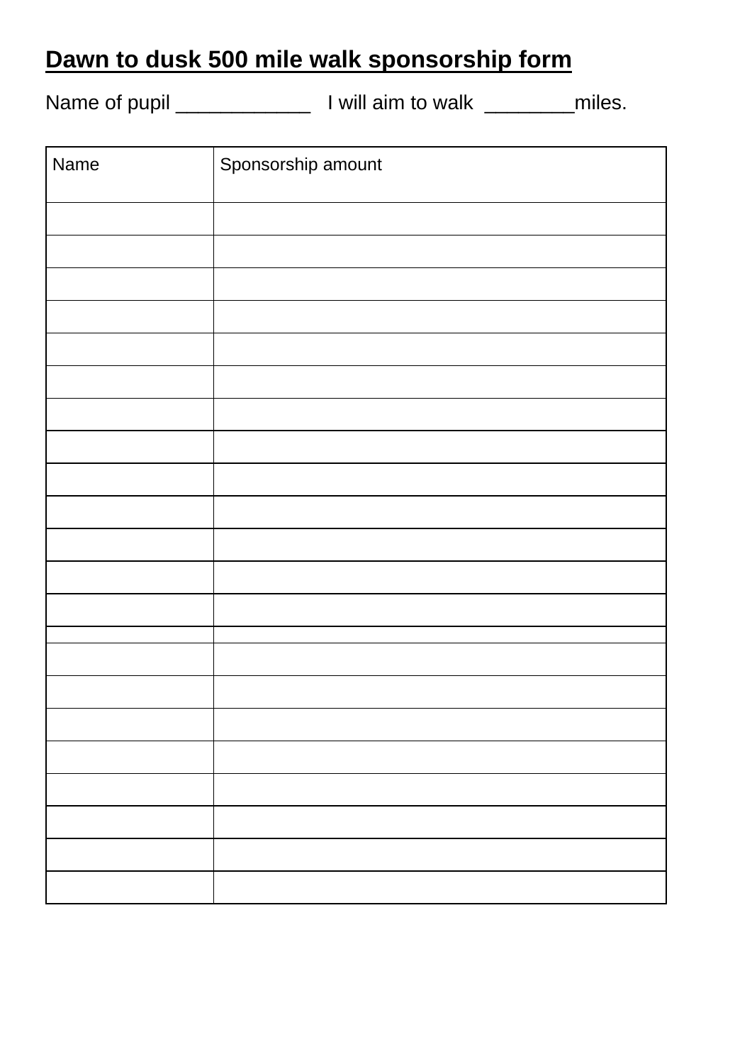# Dawn to dusk 500 mile walk sponsorship form

Name of pupil ____________   I will aim to walk  ________miles.

| Name | Sponsorship amount |
|---|---|
| | |
| | |
| | |
| | |
| | |
| | |
| | |
| | |
| | |
| | |
| | |
| | |
| | |
| | |
| | |
| | |
| | |
| | |
| | |
| | |
| | |
| | |